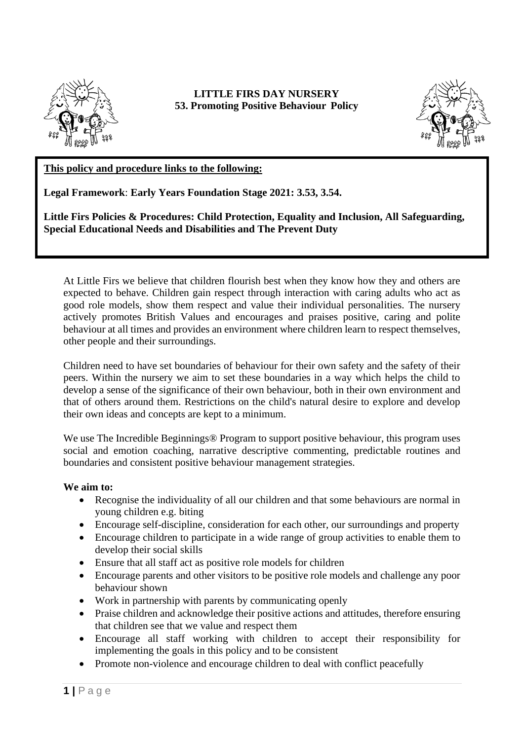# LITTLE FIRS DAY NURSERY
## 53. Promoting Positive Behaviour Policy

**This policy and procedure links to the following:**

**Legal Framework**: **Early Years Foundation Stage 2021: 3.53, 3.54.**

**Little Firs Policies & Procedures: Child Protection, Equality and Inclusion, All Safeguarding, Special Educational Needs and Disabilities and The Prevent Duty**

At Little Firs we believe that children flourish best when they know how they and others are expected to behave. Children gain respect through interaction with caring adults who act as good role models, show them respect and value their individual personalities. The nursery actively promotes British Values and encourages and praises positive, caring and polite behaviour at all times and provides an environment where children learn to respect themselves, other people and their surroundings.

Children need to have set boundaries of behaviour for their own safety and the safety of their peers. Within the nursery we aim to set these boundaries in a way which helps the child to develop a sense of the significance of their own behaviour, both in their own environment and that of others around them. Restrictions on the child's natural desire to explore and develop their own ideas and concepts are kept to a minimum.

We use The Incredible Beginnings® Program to support positive behaviour, this program uses social and emotion coaching, narrative descriptive commenting, predictable routines and boundaries and consistent positive behaviour management strategies.

**We aim to:**

- Recognise the individuality of all our children and that some behaviours are normal in young children e.g. biting
- Encourage self-discipline, consideration for each other, our surroundings and property
- Encourage children to participate in a wide range of group activities to enable them to develop their social skills
- Ensure that all staff act as positive role models for children
- Encourage parents and other visitors to be positive role models and challenge any poor behaviour shown
- Work in partnership with parents by communicating openly
- Praise children and acknowledge their positive actions and attitudes, therefore ensuring that children see that we value and respect them
- Encourage all staff working with children to accept their responsibility for implementing the goals in this policy and to be consistent
- Promote non-violence and encourage children to deal with conflict peacefully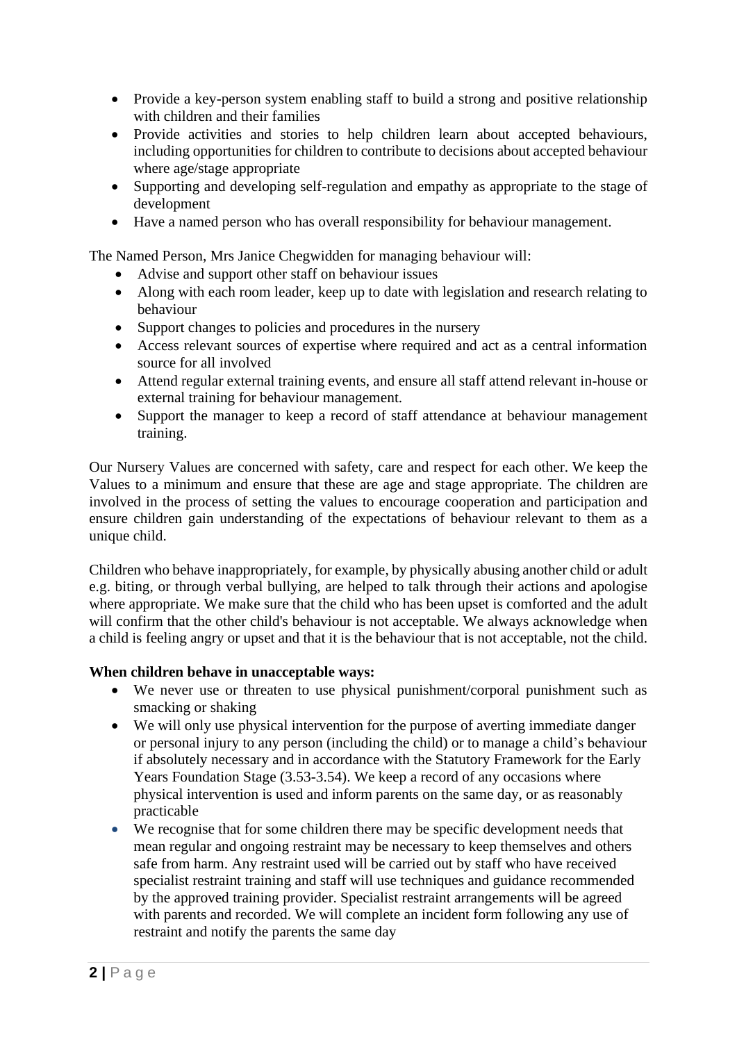- Provide a key-person system enabling staff to build a strong and positive relationship with children and their families
- Provide activities and stories to help children learn about accepted behaviours, including opportunities for children to contribute to decisions about accepted behaviour where age/stage appropriate
- Supporting and developing self-regulation and empathy as appropriate to the stage of development
- Have a named person who has overall responsibility for behaviour management.

The Named Person, Mrs Janice Chegwidden for managing behaviour will:

- Advise and support other staff on behaviour issues
- Along with each room leader, keep up to date with legislation and research relating to behaviour
- Support changes to policies and procedures in the nursery
- Access relevant sources of expertise where required and act as a central information source for all involved
- Attend regular external training events, and ensure all staff attend relevant in-house or external training for behaviour management.
- Support the manager to keep a record of staff attendance at behaviour management training.

Our Nursery Values are concerned with safety, care and respect for each other. We keep the Values to a minimum and ensure that these are age and stage appropriate. The children are involved in the process of setting the values to encourage cooperation and participation and ensure children gain understanding of the expectations of behaviour relevant to them as a unique child.

Children who behave inappropriately, for example, by physically abusing another child or adult e.g. biting, or through verbal bullying, are helped to talk through their actions and apologise where appropriate. We make sure that the child who has been upset is comforted and the adult will confirm that the other child's behaviour is not acceptable. We always acknowledge when a child is feeling angry or upset and that it is the behaviour that is not acceptable, not the child.

**When children behave in unacceptable ways:**

- We never use or threaten to use physical punishment/corporal punishment such as smacking or shaking
- We will only use physical intervention for the purpose of averting immediate danger or personal injury to any person (including the child) or to manage a child's behaviour if absolutely necessary and in accordance with the Statutory Framework for the Early Years Foundation Stage (3.53-3.54). We keep a record of any occasions where physical intervention is used and inform parents on the same day, or as reasonably practicable
- We recognise that for some children there may be specific development needs that mean regular and ongoing restraint may be necessary to keep themselves and others safe from harm. Any restraint used will be carried out by staff who have received specialist restraint training and staff will use techniques and guidance recommended by the approved training provider. Specialist restraint arrangements will be agreed with parents and recorded. We will complete an incident form following any use of restraint and notify the parents the same day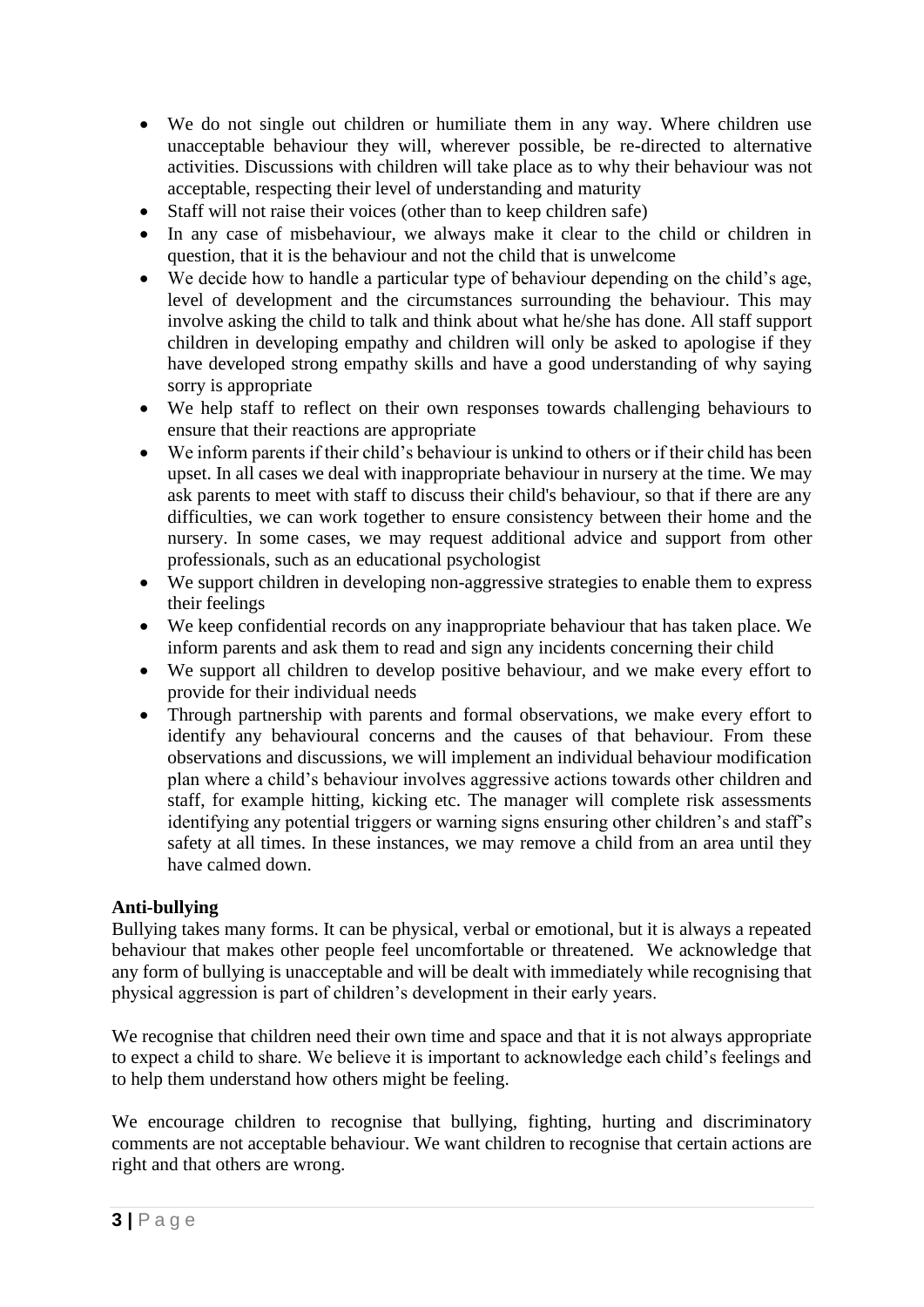- We do not single out children or humiliate them in any way. Where children use unacceptable behaviour they will, wherever possible, be re-directed to alternative activities. Discussions with children will take place as to why their behaviour was not acceptable, respecting their level of understanding and maturity
- Staff will not raise their voices (other than to keep children safe)
- In any case of misbehaviour, we always make it clear to the child or children in question, that it is the behaviour and not the child that is unwelcome
- We decide how to handle a particular type of behaviour depending on the child's age, level of development and the circumstances surrounding the behaviour. This may involve asking the child to talk and think about what he/she has done. All staff support children in developing empathy and children will only be asked to apologise if they have developed strong empathy skills and have a good understanding of why saying sorry is appropriate
- We help staff to reflect on their own responses towards challenging behaviours to ensure that their reactions are appropriate
- We inform parents if their child's behaviour is unkind to others or if their child has been upset. In all cases we deal with inappropriate behaviour in nursery at the time. We may ask parents to meet with staff to discuss their child's behaviour, so that if there are any difficulties, we can work together to ensure consistency between their home and the nursery. In some cases, we may request additional advice and support from other professionals, such as an educational psychologist
- We support children in developing non-aggressive strategies to enable them to express their feelings
- We keep confidential records on any inappropriate behaviour that has taken place. We inform parents and ask them to read and sign any incidents concerning their child
- We support all children to develop positive behaviour, and we make every effort to provide for their individual needs
- Through partnership with parents and formal observations, we make every effort to identify any behavioural concerns and the causes of that behaviour. From these observations and discussions, we will implement an individual behaviour modification plan where a child's behaviour involves aggressive actions towards other children and staff, for example hitting, kicking etc. The manager will complete risk assessments identifying any potential triggers or warning signs ensuring other children's and staff's safety at all times. In these instances, we may remove a child from an area until they have calmed down.

**Anti-bullying**

Bullying takes many forms. It can be physical, verbal or emotional, but it is always a repeated behaviour that makes other people feel uncomfortable or threatened. We acknowledge that any form of bullying is unacceptable and will be dealt with immediately while recognising that physical aggression is part of children's development in their early years.

We recognise that children need their own time and space and that it is not always appropriate to expect a child to share. We believe it is important to acknowledge each child's feelings and to help them understand how others might be feeling.

We encourage children to recognise that bullying, fighting, hurting and discriminatory comments are not acceptable behaviour. We want children to recognise that certain actions are right and that others are wrong.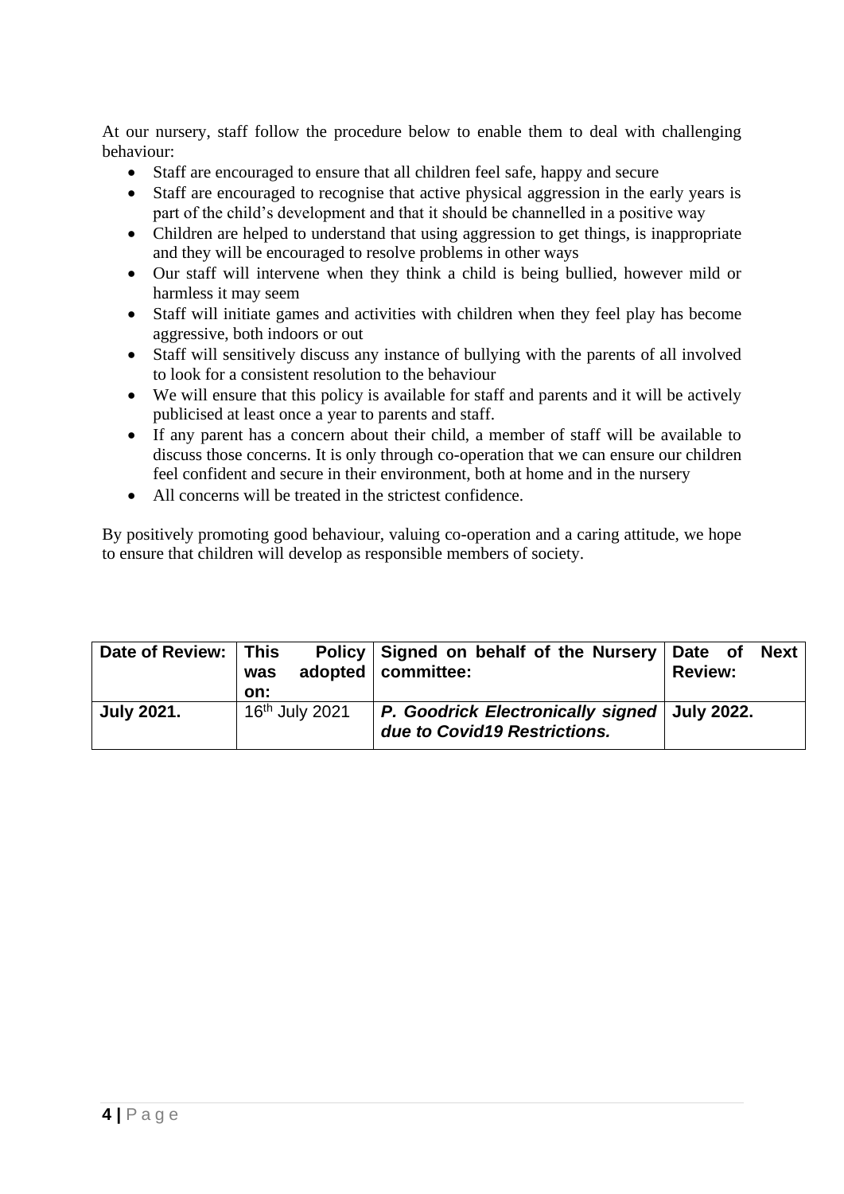At our nursery, staff follow the procedure below to enable them to deal with challenging behaviour:

- Staff are encouraged to ensure that all children feel safe, happy and secure
- Staff are encouraged to recognise that active physical aggression in the early years is part of the child's development and that it should be channelled in a positive way
- Children are helped to understand that using aggression to get things, is inappropriate and they will be encouraged to resolve problems in other ways
- Our staff will intervene when they think a child is being bullied, however mild or harmless it may seem
- Staff will initiate games and activities with children when they feel play has become aggressive, both indoors or out
- Staff will sensitively discuss any instance of bullying with the parents of all involved to look for a consistent resolution to the behaviour
- We will ensure that this policy is available for staff and parents and it will be actively publicised at least once a year to parents and staff.
- If any parent has a concern about their child, a member of staff will be available to discuss those concerns. It is only through co-operation that we can ensure our children feel confident and secure in their environment, both at home and in the nursery
- All concerns will be treated in the strictest confidence.

By positively promoting good behaviour, valuing co-operation and a caring attitude, we hope to ensure that children will develop as responsible members of society.

| Date of Review: | This Policy was adopted on: | Signed on behalf of the Nursery committee: | Date of Next Review: |
|---|---|---|---|
| **July 2021.** | 16th July 2021 | ***P. Goodrick Electronically signed due to Covid19 Restrictions.*** | **July 2022.** |